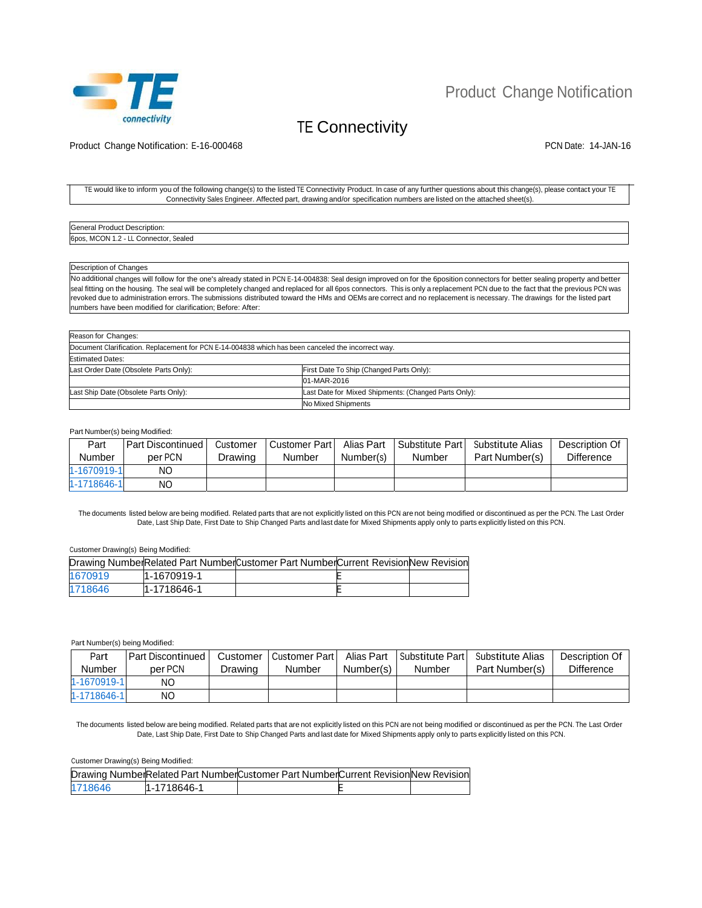# Product Change Notification

## TE Connectivity

Product Change Notification: E-16-000468

PCN Date: 14-JAN-16

TE would like to inform you of the following change(s) to the listed TE Connectivity Product. In case of any further questions about this change(s), please contact your TE Connectivity Sales Engineer. Affected part, drawing and/or specification numbers are listed on the attached sheet(s).

| General Product Description: |
|---|
| 6pos, MCON 1.2 - LL Connector, Sealed |

| Description of Changes |
|---|
| No additional changes will follow for the one's already stated in PCN E-14-004838: Seal design improved on for the 6position connectors for better sealing property and better seal fitting on the housing. The seal will be completely changed and replaced for all 6pos connectors. This is only a replacement PCN due to the fact that the previous PCN was revoked due to administration errors. The submissions distributed toward the HMs and OEMs are correct and no replacement is necessary. The drawings for the listed part numbers have been modified for clarification; Before: After: |

| Reason for Changes: | |
|---|---|
| Document Clarification. Replacement for PCN E-14-004838 which has been canceled the incorrect way. | |
| Estimated Dates: | |
| Last Order Date (Obsolete Parts Only): | First Date To Ship (Changed Parts Only): |
| | 01-MAR-2016 |
| Last Ship Date (Obsolete Parts Only): | Last Date for Mixed Shipments: (Changed Parts Only): |
| | No Mixed Shipments |

Part Number(s) being Modified:

| Part Number | Part Discontinued per PCN | Customer Drawing | Customer Part Number | Alias Part Number(s) | Substitute Part Number | Substitute Alias Part Number(s) | Description Of Difference |
|---|---|---|---|---|---|---|---|
| 1-1670919-1 | NO | | | | | | |
| 1-1718646-1 | NO | | | | | | |

The documents listed below are being modified. Related parts that are not explicitly listed on this PCN are not being modified or discontinued as per the PCN. The Last Order Date, Last Ship Date, First Date to Ship Changed Parts and last date for Mixed Shipments apply only to parts explicitly listed on this PCN.

Customer Drawing(s) Being Modified:

| Drawing Number | Related Part Number | Customer Part Number | Current Revision | New Revision |
|---|---|---|---|---|
| 1670919 | 1-1670919-1 | | E | |
| 1718646 | 1-1718646-1 | | E | |

Part Number(s) being Modified:

| Part Number | Part Discontinued per PCN | Customer Drawing | Customer Part Number | Alias Part Number(s) | Substitute Part Number | Substitute Alias Part Number(s) | Description Of Difference |
|---|---|---|---|---|---|---|---|
| 1-1670919-1 | NO | | | | | | |
| 1-1718646-1 | NO | | | | | | |

The documents listed below are being modified. Related parts that are not explicitly listed on this PCN are not being modified or discontinued as per the PCN. The Last Order Date, Last Ship Date, First Date to Ship Changed Parts and last date for Mixed Shipments apply only to parts explicitly listed on this PCN.

Customer Drawing(s) Being Modified:

| Drawing Number | Related Part Number | Customer Part Number | Current Revision | New Revision |
|---|---|---|---|---|
| 1718646 | 1-1718646-1 | | E | |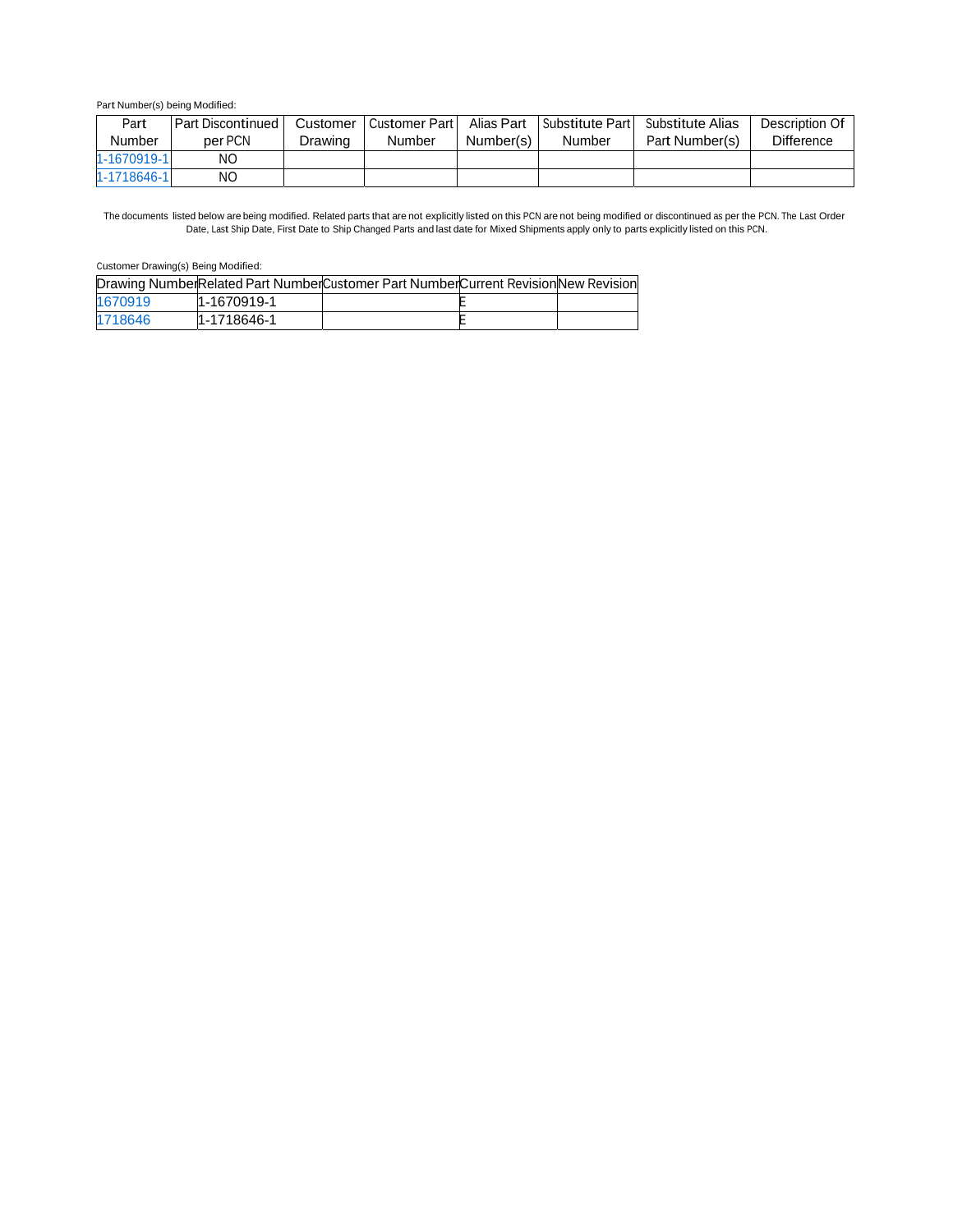Part Number(s) being Modified:

| Part Number | Part Discontinued per PCN | Customer Drawing | Customer Part Number | Alias Part Number(s) | Substitute Part Number | Substitute Alias Part Number(s) | Description Of Difference |
|---|---|---|---|---|---|---|---|
| 1-1670919-1 | NO | | | | | | |
| 1-1718646-1 | NO | | | | | | |

The documents listed below are being modified. Related parts that are not explicitly listed on this PCN are not being modified or discontinued as per the PCN. The Last Order Date, Last Ship Date, First Date to Ship Changed Parts and last date for Mixed Shipments apply only to parts explicitly listed on this PCN.

Customer Drawing(s) Being Modified:

| Drawing Number | Related Part Number | Customer Part Number | Current Revision | New Revision |
|---|---|---|---|---|
| 1670919 | 1-1670919-1 | | E | |
| 1718646 | 1-1718646-1 | | E | |